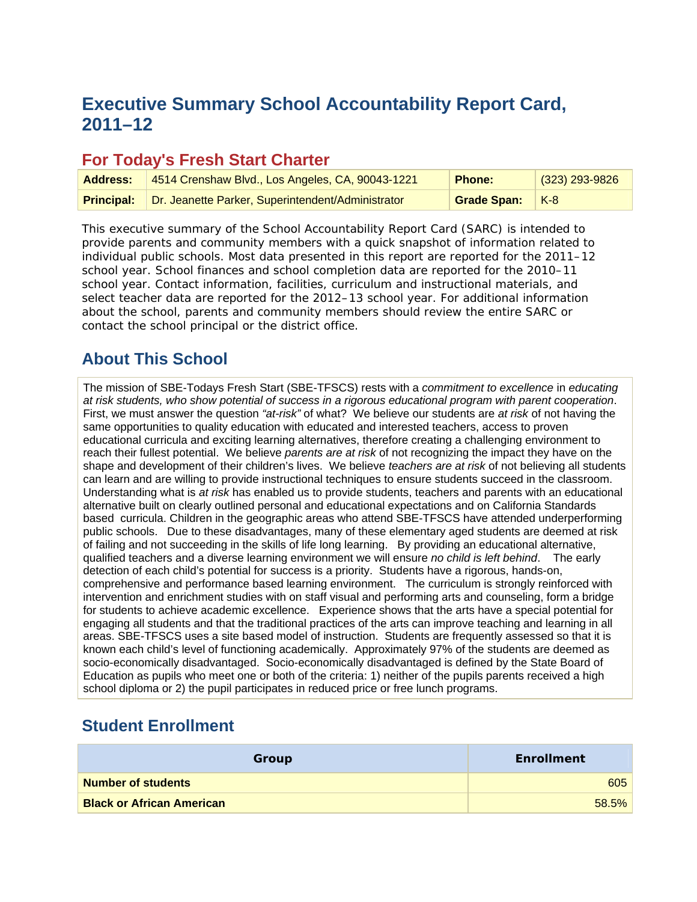# Executive Summary School Accountability Report Card, 2011–12

## For Today's Fresh Start Charter

| **Address:** | 4514 Crenshaw Blvd., Los Angeles, CA, 90043-1221 | **Phone:** | (323) 293-9826 |
|---|---|---|---|
| **Principal:** | Dr. Jeanette Parker, Superintendent/Administrator | **Grade Span:** | K-8 |

This executive summary of the School Accountability Report Card (SARC) is intended to provide parents and community members with a quick snapshot of information related to individual public schools. Most data presented in this report are reported for the 2011–12 school year. School finances and school completion data are reported for the 2010–11 school year. Contact information, facilities, curriculum and instructional materials, and select teacher data are reported for the 2012–13 school year. For additional information about the school, parents and community members should review the entire SARC or contact the school principal or the district office.

## About This School

The mission of SBE-Todays Fresh Start (SBE-TFSCS) rests with a *commitment to excellence* in *educating at risk students, who show potential of success in a rigorous educational program with parent cooperation*. First, we must answer the question *"at-risk"* of what? We believe our students are *at risk* of not having the same opportunities to quality education with educated and interested teachers, access to proven educational curricula and exciting learning alternatives, therefore creating a challenging environment to reach their fullest potential. We believe *parents are at risk* of not recognizing the impact they have on the shape and development of their children's lives. We believe *teachers are at risk* of not believing all students can learn and are willing to provide instructional techniques to ensure students succeed in the classroom. Understanding what is *at risk* has enabled us to provide students, teachers and parents with an educational alternative built on clearly outlined personal and educational expectations and on California Standards based curricula. Children in the geographic areas who attend SBE-TFSCS have attended underperforming public schools. Due to these disadvantages, many of these elementary aged students are deemed at risk of failing and not succeeding in the skills of life long learning. By providing an educational alternative, qualified teachers and a diverse learning environment we will ensure *no child is left behind*. The early detection of each child's potential for success is a priority. Students have a rigorous, hands-on, comprehensive and performance based learning environment. The curriculum is strongly reinforced with intervention and enrichment studies with on staff visual and performing arts and counseling, form a bridge for students to achieve academic excellence. Experience shows that the arts have a special potential for engaging all students and that the traditional practices of the arts can improve teaching and learning in all areas. SBE-TFSCS uses a site based model of instruction. Students are frequently assessed so that it is known each child's level of functioning academically. Approximately 97% of the students are deemed as socio-economically disadvantaged. Socio-economically disadvantaged is defined by the State Board of Education as pupils who meet one or both of the criteria: 1) neither of the pupils parents received a high school diploma or 2) the pupil participates in reduced price or free lunch programs.

## Student Enrollment

| Group | Enrollment |
|---|---|
| **Number of students** | 605 |
| **Black or African American** | 58.5% |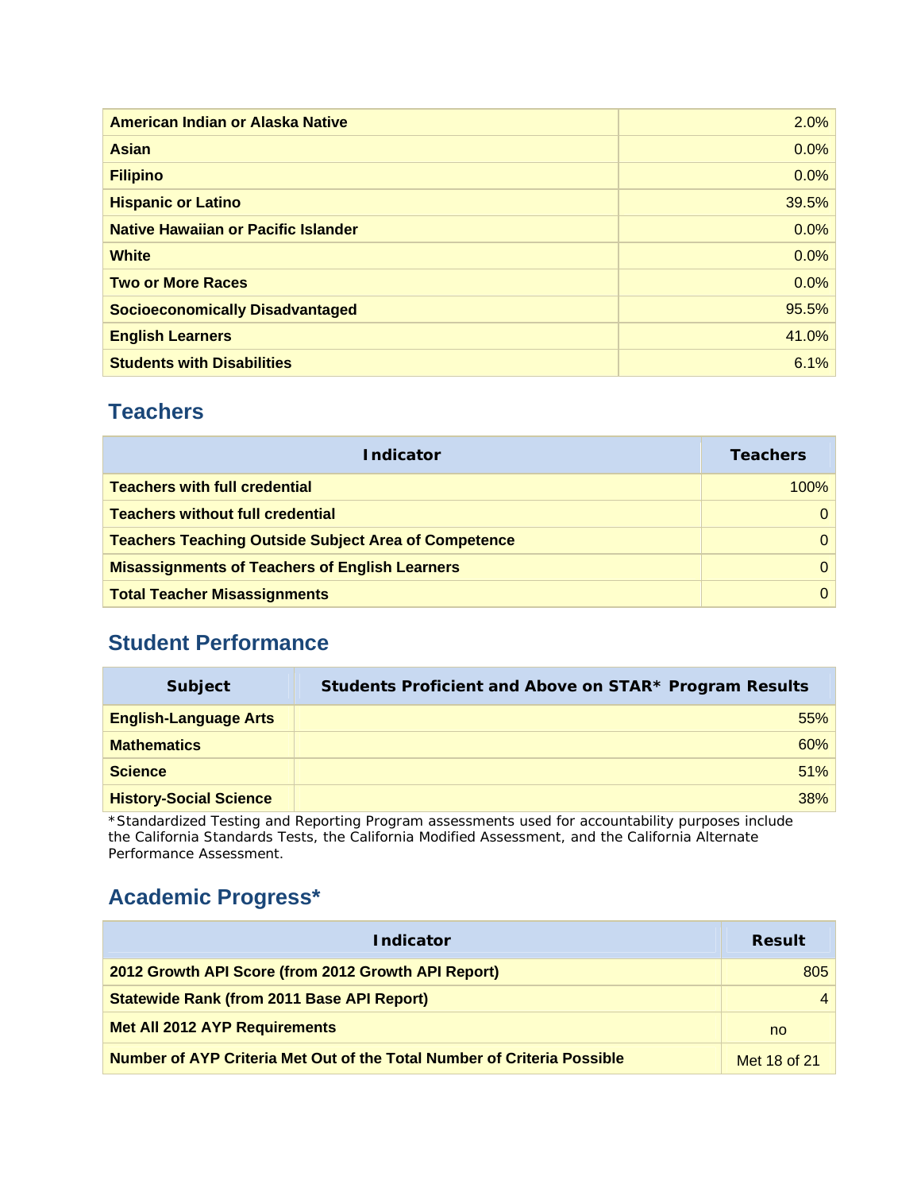| | |
|---|---|
| American Indian or Alaska Native | 2.0% |
| Asian | 0.0% |
| Filipino | 0.0% |
| Hispanic or Latino | 39.5% |
| Native Hawaiian or Pacific Islander | 0.0% |
| White | 0.0% |
| Two or More Races | 0.0% |
| Socioeconomically Disadvantaged | 95.5% |
| English Learners | 41.0% |
| Students with Disabilities | 6.1% |

## Teachers

| Indicator | Teachers |
|---|---|
| Teachers with full credential | 100% |
| Teachers without full credential | 0 |
| Teachers Teaching Outside Subject Area of Competence | 0 |
| Misassignments of Teachers of English Learners | 0 |
| Total Teacher Misassignments | 0 |

## Student Performance

| Subject | Students Proficient and Above on STAR* Program Results |
|---|---|
| English-Language Arts | 55% |
| Mathematics | 60% |
| Science | 51% |
| History-Social Science | 38% |

*Standardized Testing and Reporting Program assessments used for accountability purposes include the California Standards Tests, the California Modified Assessment, and the California Alternate Performance Assessment.

## Academic Progress*

| Indicator | Result |
|---|---|
| 2012 Growth API Score (from 2012 Growth API Report) | 805 |
| Statewide Rank (from 2011 Base API Report) | 4 |
| Met All 2012 AYP Requirements | no |
| Number of AYP Criteria Met Out of the Total Number of Criteria Possible | Met 18 of 21 |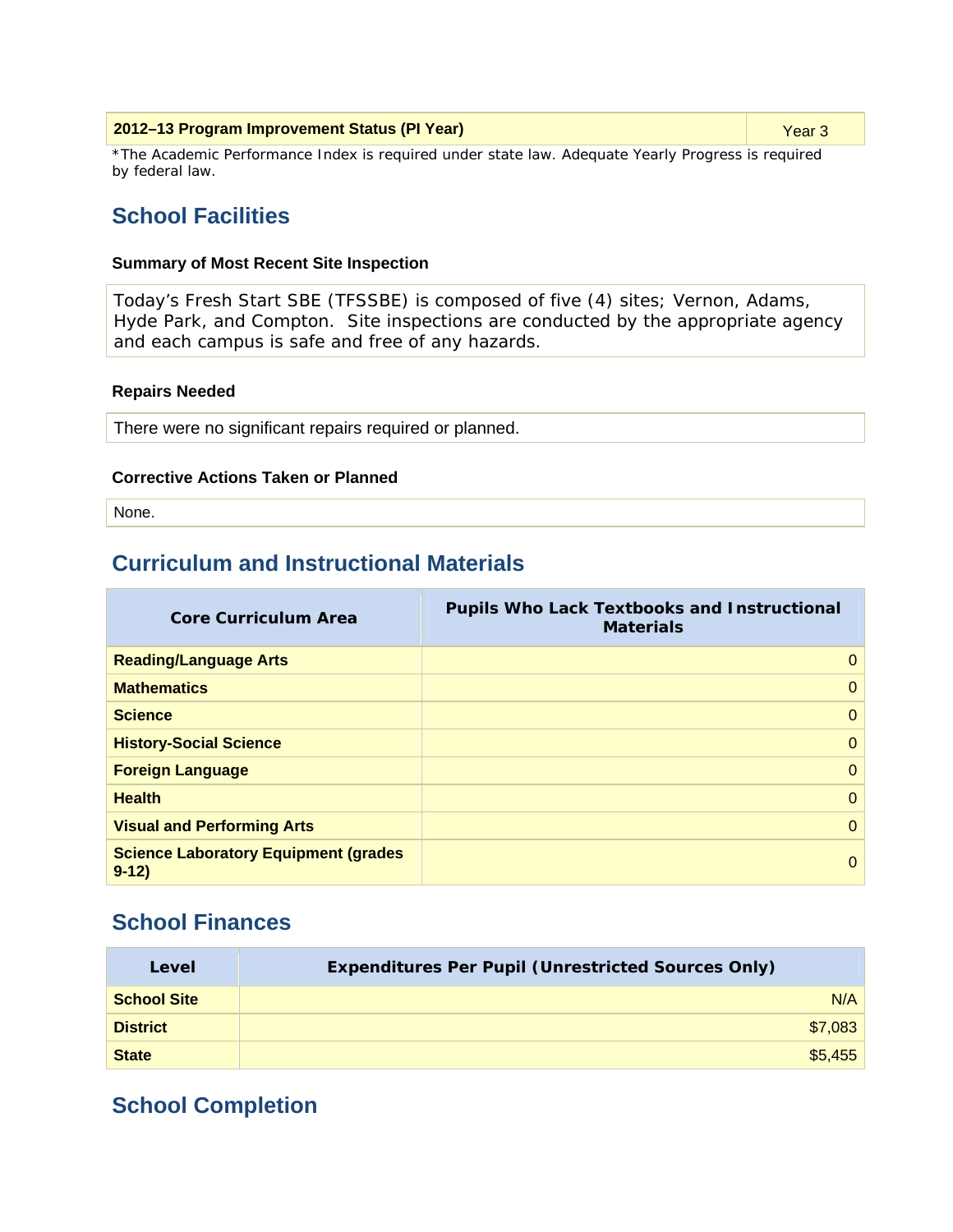| 2012–13 Program Improvement Status (PI Year) | Year 3 |
|---|---|

*The Academic Performance Index is required under state law. Adequate Yearly Progress is required by federal law.

## School Facilities

### Summary of Most Recent Site Inspection

Today's Fresh Start SBE (TFSSBE) is composed of five (4) sites; Vernon, Adams, Hyde Park, and Compton. Site inspections are conducted by the appropriate agency and each campus is safe and free of any hazards.

### Repairs Needed

There were no significant repairs required or planned.

### Corrective Actions Taken or Planned

None.

## Curriculum and Instructional Materials

| Core Curriculum Area | Pupils Who Lack Textbooks and Instructional Materials |
|---|---|
| **Reading/Language Arts** | 0 |
| **Mathematics** | 0 |
| **Science** | 0 |
| **History-Social Science** | 0 |
| **Foreign Language** | 0 |
| **Health** | 0 |
| **Visual and Performing Arts** | 0 |
| **Science Laboratory Equipment (grades 9-12)** | 0 |

## School Finances

| Level | Expenditures Per Pupil (Unrestricted Sources Only) |
|---|---|
| **School Site** | N/A |
| **District** | $7,083 |
| **State** | $5,455 |

## School Completion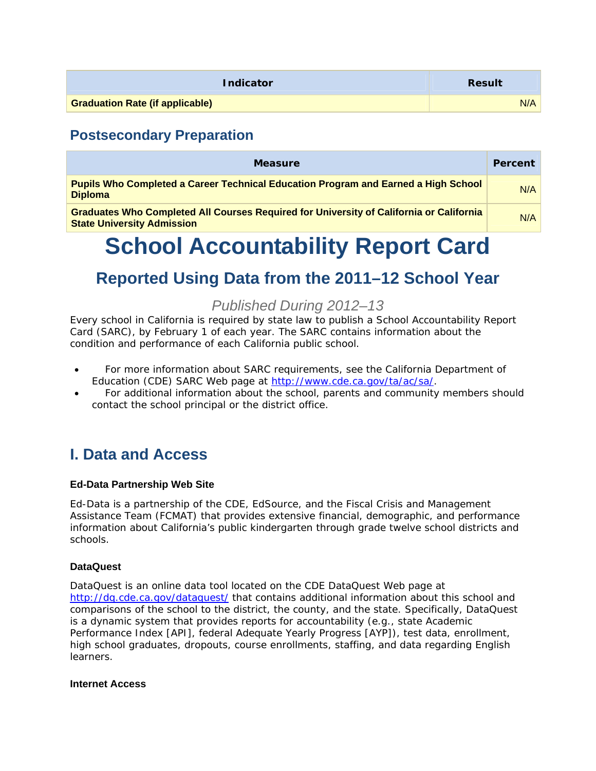| Indicator | Result |
| --- | --- |
| **Graduation Rate (if applicable)** | N/A |

## Postsecondary Preparation

| Measure | Percent |
| --- | --- |
| **Pupils Who Completed a Career Technical Education Program and Earned a High School Diploma** | N/A |
| **Graduates Who Completed All Courses Required for University of California or California State University Admission** | N/A |

# School Accountability Report Card

## Reported Using Data from the 2011–12 School Year

*Published During 2012–13*

Every school in California is required by state law to publish a School Accountability Report Card (SARC), by February 1 of each year. The SARC contains information about the condition and performance of each California public school.

- For more information about SARC requirements, see the California Department of Education (CDE) SARC Web page at http://www.cde.ca.gov/ta/ac/sa/.
- For additional information about the school, parents and community members should contact the school principal or the district office.

## I. Data and Access

**Ed-Data Partnership Web Site**

Ed-Data is a partnership of the CDE, EdSource, and the Fiscal Crisis and Management Assistance Team (FCMAT) that provides extensive financial, demographic, and performance information about California's public kindergarten through grade twelve school districts and schools.

**DataQuest**

DataQuest is an online data tool located on the CDE DataQuest Web page at http://dq.cde.ca.gov/dataquest/ that contains additional information about this school and comparisons of the school to the district, the county, and the state. Specifically, DataQuest is a dynamic system that provides reports for accountability (e.g., state Academic Performance Index [API], federal Adequate Yearly Progress [AYP]), test data, enrollment, high school graduates, dropouts, course enrollments, staffing, and data regarding English learners.

**Internet Access**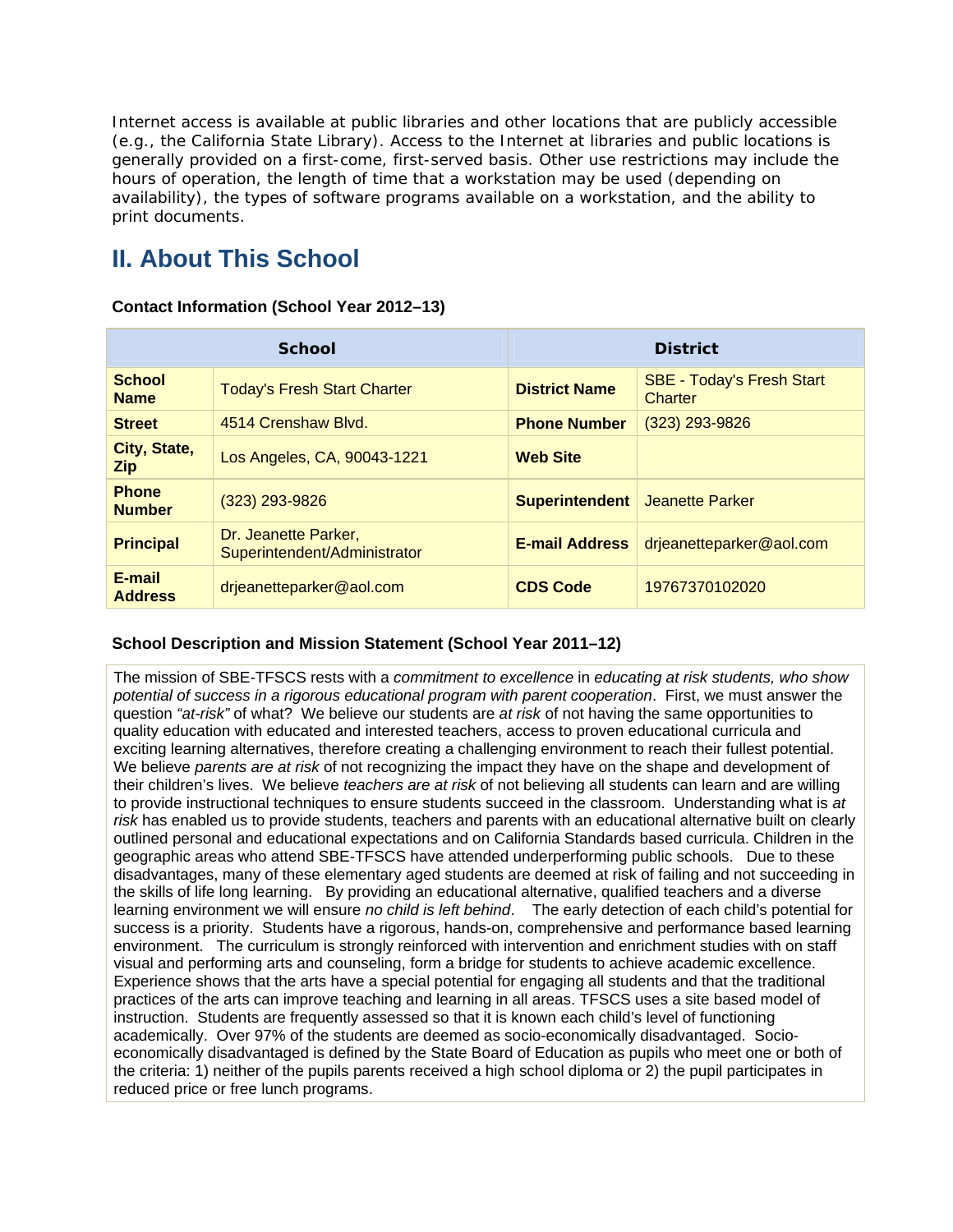Internet access is available at public libraries and other locations that are publicly accessible (e.g., the California State Library). Access to the Internet at libraries and public locations is generally provided on a first-come, first-served basis. Other use restrictions may include the hours of operation, the length of time that a workstation may be used (depending on availability), the types of software programs available on a workstation, and the ability to print documents.

## II. About This School

**Contact Information (School Year 2012–13)**

| School | | District | |
|---|---|---|---|
| **School Name** | Today's Fresh Start Charter | **District Name** | SBE - Today's Fresh Start Charter |
| **Street** | 4514 Crenshaw Blvd. | **Phone Number** | (323) 293-9826 |
| **City, State, Zip** | Los Angeles, CA, 90043-1221 | **Web Site** | |
| **Phone Number** | (323) 293-9826 | **Superintendent** | Jeanette Parker |
| **Principal** | Dr. Jeanette Parker, Superintendent/Administrator | **E-mail Address** | drjeanetteparker@aol.com |
| **E-mail Address** | drjeanetteparker@aol.com | **CDS Code** | 19767370102020 |

**School Description and Mission Statement (School Year 2011–12)**

The mission of SBE-TFSCS rests with a *commitment to excellence* in *educating at risk students, who show potential of success in a rigorous educational program with parent cooperation*. First, we must answer the question *"at-risk"* of what? We believe our students are *at risk* of not having the same opportunities to quality education with educated and interested teachers, access to proven educational curricula and exciting learning alternatives, therefore creating a challenging environment to reach their fullest potential. We believe *parents are at risk* of not recognizing the impact they have on the shape and development of their children's lives. We believe *teachers are at risk* of not believing all students can learn and are willing to provide instructional techniques to ensure students succeed in the classroom. Understanding what is *at risk* has enabled us to provide students, teachers and parents with an educational alternative built on clearly outlined personal and educational expectations and on California Standards based curricula. Children in the geographic areas who attend SBE-TFSCS have attended underperforming public schools. Due to these disadvantages, many of these elementary aged students are deemed at risk of failing and not succeeding in the skills of life long learning. By providing an educational alternative, qualified teachers and a diverse learning environment we will ensure *no child is left behind*. The early detection of each child's potential for success is a priority. Students have a rigorous, hands-on, comprehensive and performance based learning environment. The curriculum is strongly reinforced with intervention and enrichment studies with on staff visual and performing arts and counseling, form a bridge for students to achieve academic excellence. Experience shows that the arts have a special potential for engaging all students and that the traditional practices of the arts can improve teaching and learning in all areas. TFSCS uses a site based model of instruction. Students are frequently assessed so that it is known each child's level of functioning academically. Over 97% of the students are deemed as socio-economically disadvantaged. Socio-economically disadvantaged is defined by the State Board of Education as pupils who meet one or both of the criteria: 1) neither of the pupils parents received a high school diploma or 2) the pupil participates in reduced price or free lunch programs.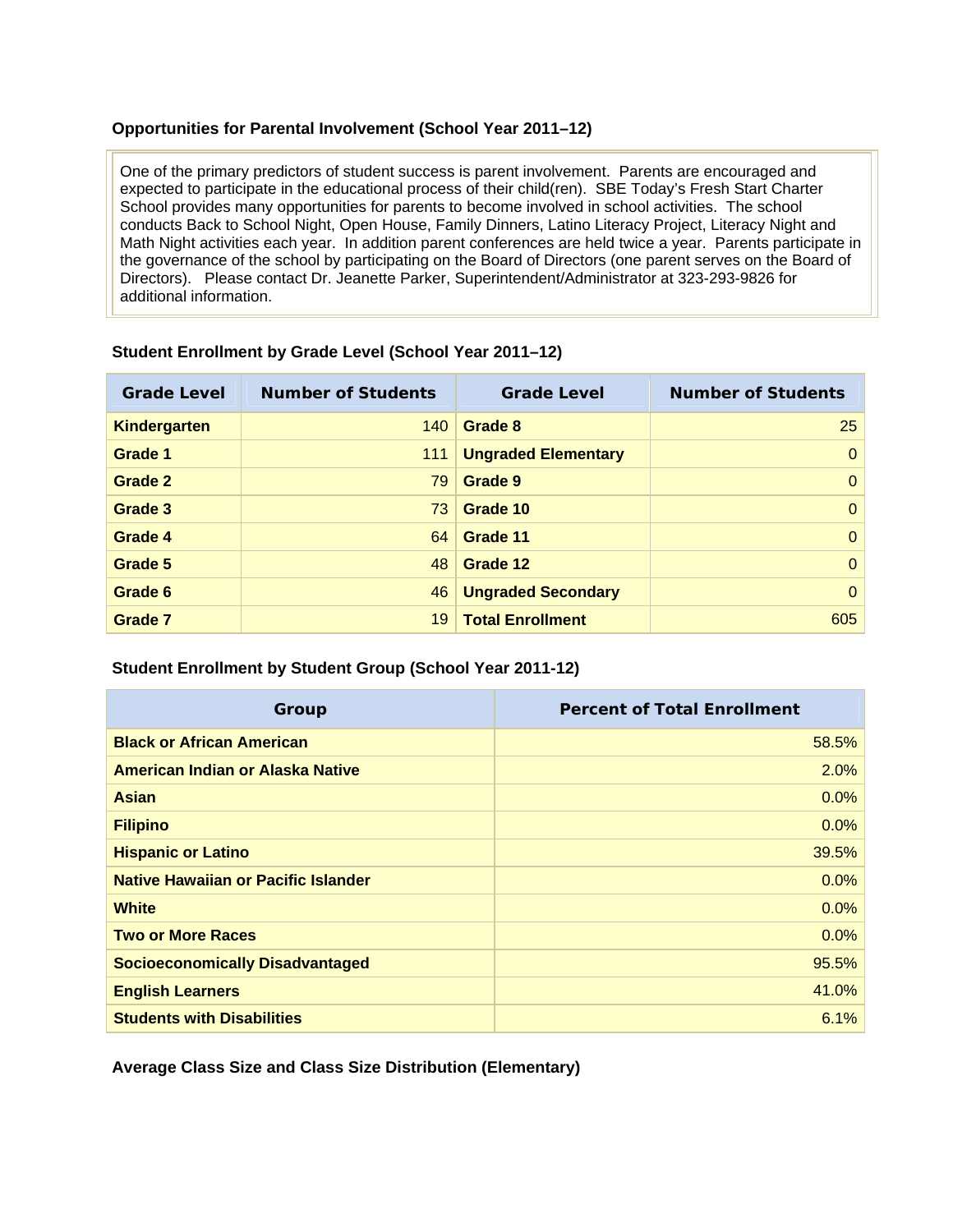### Opportunities for Parental Involvement (School Year 2011–12)

One of the primary predictors of student success is parent involvement. Parents are encouraged and expected to participate in the educational process of their child(ren). SBE Today's Fresh Start Charter School provides many opportunities for parents to become involved in school activities. The school conducts Back to School Night, Open House, Family Dinners, Latino Literacy Project, Literacy Night and Math Night activities each year. In addition parent conferences are held twice a year. Parents participate in the governance of the school by participating on the Board of Directors (one parent serves on the Board of Directors). Please contact Dr. Jeanette Parker, Superintendent/Administrator at 323-293-9826 for additional information.

### Student Enrollment by Grade Level (School Year 2011–12)

| Grade Level | Number of Students | Grade Level | Number of Students |
|---|---|---|---|
| **Kindergarten** | 140 | **Grade 8** | 25 |
| **Grade 1** | 111 | **Ungraded Elementary** | 0 |
| **Grade 2** | 79 | **Grade 9** | 0 |
| **Grade 3** | 73 | **Grade 10** | 0 |
| **Grade 4** | 64 | **Grade 11** | 0 |
| **Grade 5** | 48 | **Grade 12** | 0 |
| **Grade 6** | 46 | **Ungraded Secondary** | 0 |
| **Grade 7** | 19 | **Total Enrollment** | 605 |

### Student Enrollment by Student Group (School Year 2011-12)

| Group | Percent of Total Enrollment |
|---|---|
| **Black or African American** | 58.5% |
| **American Indian or Alaska Native** | 2.0% |
| **Asian** | 0.0% |
| **Filipino** | 0.0% |
| **Hispanic or Latino** | 39.5% |
| **Native Hawaiian or Pacific Islander** | 0.0% |
| **White** | 0.0% |
| **Two or More Races** | 0.0% |
| **Socioeconomically Disadvantaged** | 95.5% |
| **English Learners** | 41.0% |
| **Students with Disabilities** | 6.1% |

### Average Class Size and Class Size Distribution (Elementary)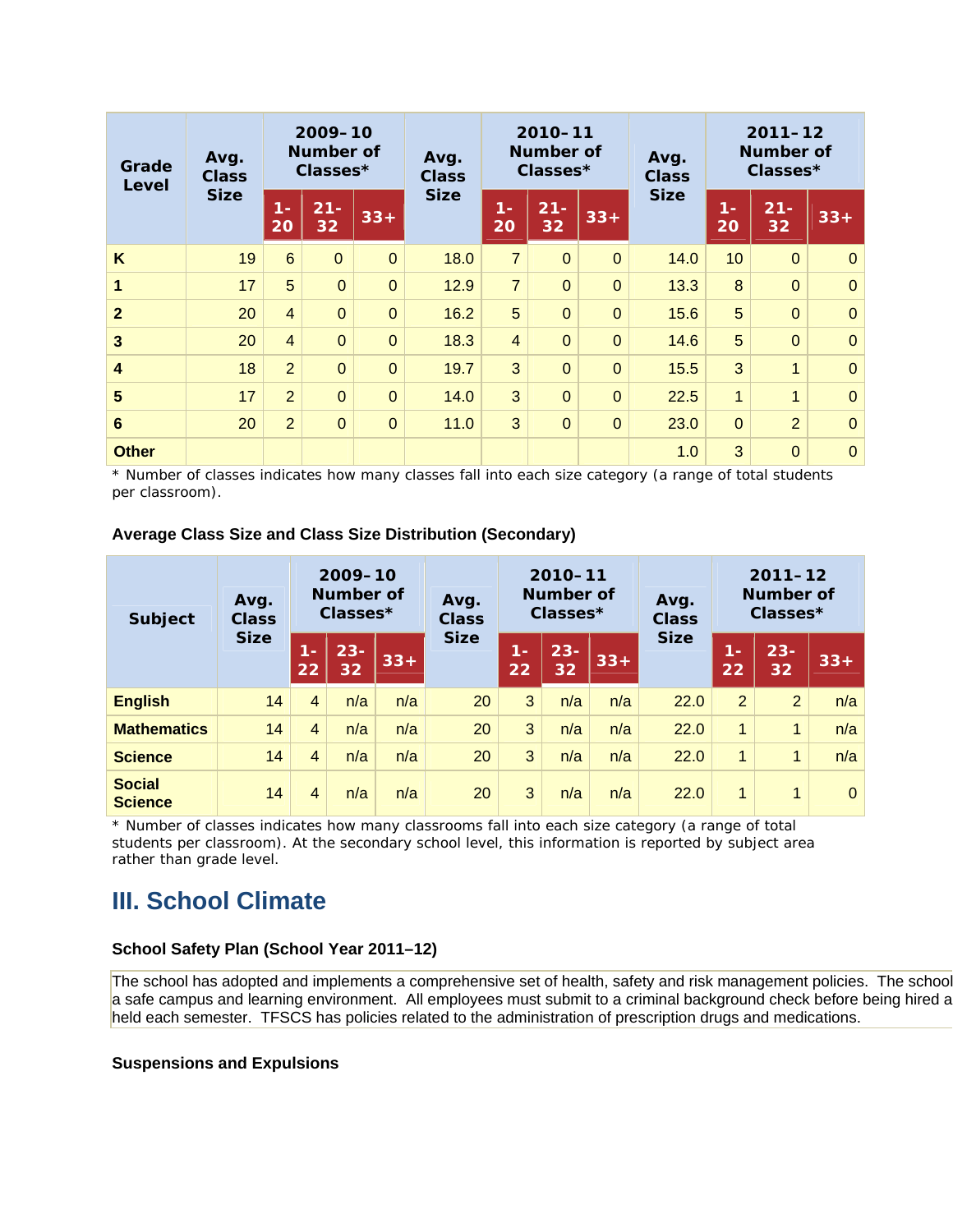| Grade Level | Avg. Class Size | 2009–10 Number of Classes* | | | Avg. Class Size | 2010–11 Number of Classes* | | | Avg. Class Size | 2011–12 Number of Classes* | | |
|---|---|---|---|---|---|---|---|---|---|---|---|---|
| | | 1-20 | 21-32 | 33+ | | 1-20 | 21-32 | 33+ | | 1-20 | 21-32 | 33+ |
| K | 19 | 6 | 0 | 0 | 18.0 | 7 | 0 | 0 | 14.0 | 10 | 0 | 0 |
| 1 | 17 | 5 | 0 | 0 | 12.9 | 7 | 0 | 0 | 13.3 | 8 | 0 | 0 |
| 2 | 20 | 4 | 0 | 0 | 16.2 | 5 | 0 | 0 | 15.6 | 5 | 0 | 0 |
| 3 | 20 | 4 | 0 | 0 | 18.3 | 4 | 0 | 0 | 14.6 | 5 | 0 | 0 |
| 4 | 18 | 2 | 0 | 0 | 19.7 | 3 | 0 | 0 | 15.5 | 3 | 1 | 0 |
| 5 | 17 | 2 | 0 | 0 | 14.0 | 3 | 0 | 0 | 22.5 | 1 | 1 | 0 |
| 6 | 20 | 2 | 0 | 0 | 11.0 | 3 | 0 | 0 | 23.0 | 0 | 2 | 0 |
| Other | | | | | | | | | 1.0 | 3 | 0 | 0 |

* Number of classes indicates how many classes fall into each size category (a range of total students per classroom).

**Average Class Size and Class Size Distribution (Secondary)**

| Subject | Avg. Class Size | 2009–10 Number of Classes* | | | Avg. Class Size | 2010–11 Number of Classes* | | | Avg. Class Size | 2011–12 Number of Classes* | | |
|---|---|---|---|---|---|---|---|---|---|---|---|---|
| | | 1-22 | 23-32 | 33+ | | 1-22 | 23-32 | 33+ | | 1-22 | 23-32 | 33+ |
| English | 14 | 4 | n/a | n/a | 20 | 3 | n/a | n/a | 22.0 | 2 | 2 | n/a |
| Mathematics | 14 | 4 | n/a | n/a | 20 | 3 | n/a | n/a | 22.0 | 1 | 1 | n/a |
| Science | 14 | 4 | n/a | n/a | 20 | 3 | n/a | n/a | 22.0 | 1 | 1 | n/a |
| Social Science | 14 | 4 | n/a | n/a | 20 | 3 | n/a | n/a | 22.0 | 1 | 1 | 0 |

* Number of classes indicates how many classrooms fall into each size category (a range of total students per classroom). At the secondary school level, this information is reported by subject area rather than grade level.

# III. School Climate

**School Safety Plan (School Year 2011–12)**

The school has adopted and implements a comprehensive set of health, safety and risk management policies. The school a safe campus and learning environment. All employees must submit to a criminal background check before being hired a held each semester. TFSCS has policies related to the administration of prescription drugs and medications.

**Suspensions and Expulsions**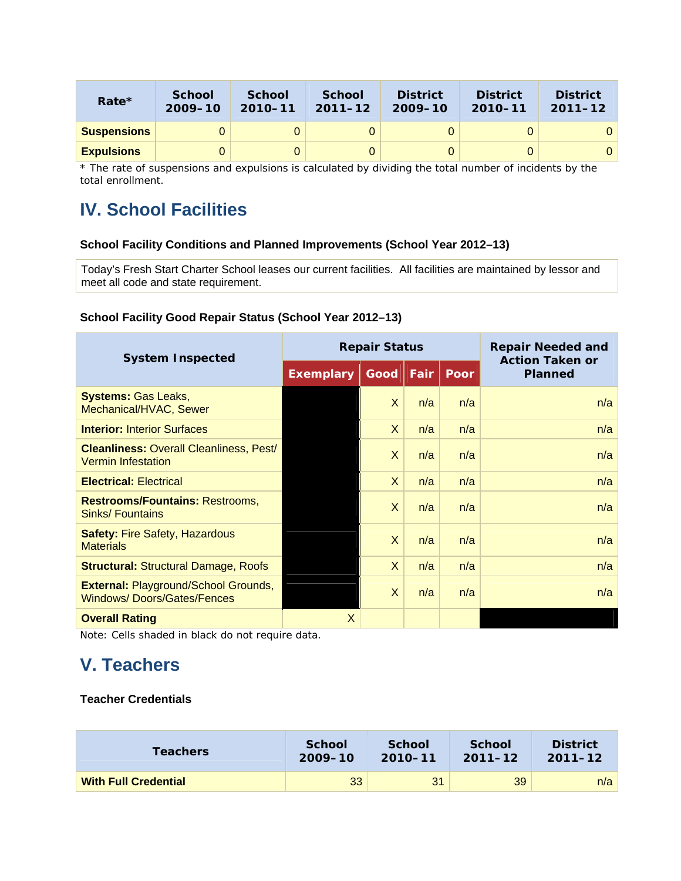| Rate* | School 2009-10 | School 2010-11 | School 2011-12 | District 2009-10 | District 2010-11 | District 2011-12 |
|---|---|---|---|---|---|---|
| **Suspensions** | 0 | 0 | 0 | 0 | 0 | 0 |
| **Expulsions** | 0 | 0 | 0 | 0 | 0 | 0 |

* The rate of suspensions and expulsions is calculated by dividing the total number of incidents by the total enrollment.

## IV. School Facilities

### School Facility Conditions and Planned Improvements (School Year 2012–13)

Today's Fresh Start Charter School leases our current facilities. All facilities are maintained by lessor and meet all code and state requirement.

### School Facility Good Repair Status (School Year 2012–13)

| System Inspected | Repair Status | | | | Repair Needed and Action Taken or Planned |
|---|---|---|---|---|---|
| | Exemplary | Good | Fair | Poor | |
| **Systems:** Gas Leaks, Mechanical/HVAC, Sewer | | X | n/a | n/a | n/a |
| **Interior:** Interior Surfaces | | X | n/a | n/a | n/a |
| **Cleanliness:** Overall Cleanliness, Pest/ Vermin Infestation | | X | n/a | n/a | n/a |
| **Electrical:** Electrical | | X | n/a | n/a | n/a |
| **Restrooms/Fountains:** Restrooms, Sinks/ Fountains | | X | n/a | n/a | n/a |
| **Safety:** Fire Safety, Hazardous Materials | | X | n/a | n/a | n/a |
| **Structural:** Structural Damage, Roofs | | X | n/a | n/a | n/a |
| **External:** Playground/School Grounds, Windows/ Doors/Gates/Fences | | X | n/a | n/a | n/a |
| **Overall Rating** | X | | | | |

Note: Cells shaded in black do not require data.

## V. Teachers

### Teacher Credentials

| Teachers | School 2009-10 | School 2010-11 | School 2011-12 | District 2011-12 |
|---|---|---|---|---|
| **With Full Credential** | 33 | 31 | 39 | n/a |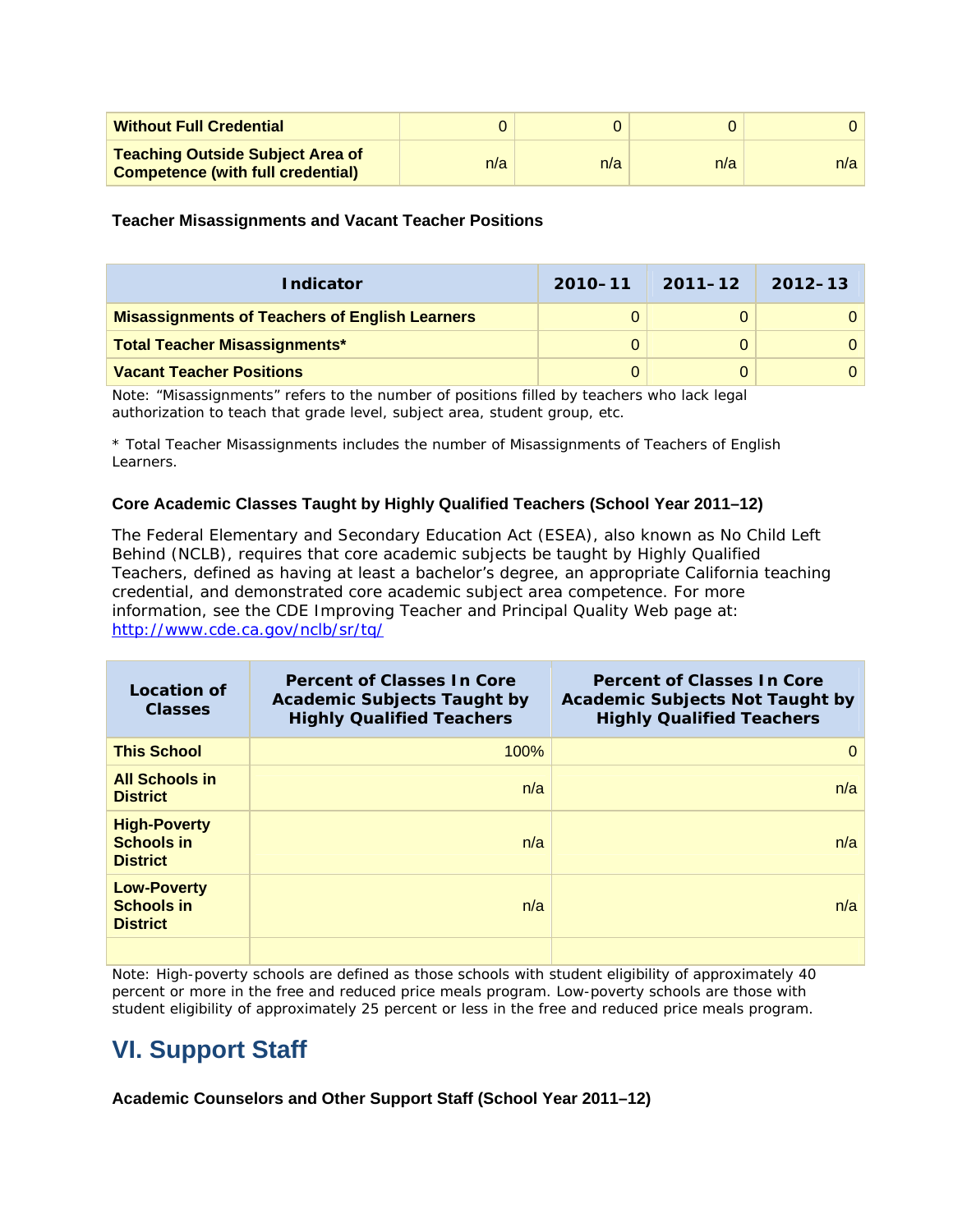| | | | | |
|---|---|---|---|---|
| **Without Full Credential** | 0 | 0 | 0 | 0 |
| **Teaching Outside Subject Area of Competence (with full credential)** | n/a | n/a | n/a | n/a |

**Teacher Misassignments and Vacant Teacher Positions**

| Indicator | 2010–11 | 2011–12 | 2012–13 |
|---|---|---|---|
| **Misassignments of Teachers of English Learners** | 0 | 0 | 0 |
| **Total Teacher Misassignments*** | 0 | 0 | 0 |
| **Vacant Teacher Positions** | 0 | 0 | 0 |

Note: "Misassignments" refers to the number of positions filled by teachers who lack legal authorization to teach that grade level, subject area, student group, etc.

* Total Teacher Misassignments includes the number of Misassignments of Teachers of English Learners.

**Core Academic Classes Taught by Highly Qualified Teachers (School Year 2011–12)**

The Federal Elementary and Secondary Education Act (ESEA), also known as No Child Left Behind (NCLB), requires that core academic subjects be taught by Highly Qualified Teachers, defined as having at least a bachelor's degree, an appropriate California teaching credential, and demonstrated core academic subject area competence. For more information, see the CDE Improving Teacher and Principal Quality Web page at: http://www.cde.ca.gov/nclb/sr/tq/

| Location of Classes | Percent of Classes In Core Academic Subjects Taught by Highly Qualified Teachers | Percent of Classes In Core Academic Subjects Not Taught by Highly Qualified Teachers |
|---|---|---|
| **This School** | 100% | 0 |
| **All Schools in District** | n/a | n/a |
| **High-Poverty Schools in District** | n/a | n/a |
| **Low-Poverty Schools in District** | n/a | n/a |
| | | |

Note: High-poverty schools are defined as those schools with student eligibility of approximately 40 percent or more in the free and reduced price meals program. Low-poverty schools are those with student eligibility of approximately 25 percent or less in the free and reduced price meals program.

## VI. Support Staff

**Academic Counselors and Other Support Staff (School Year 2011–12)**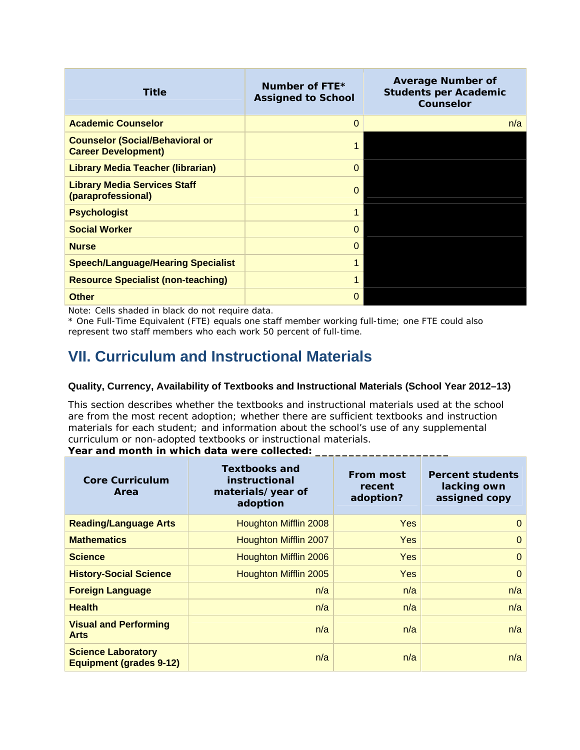| Title | Number of FTE* Assigned to School | Average Number of Students per Academic Counselor |
|---|---|---|
| **Academic Counselor** | 0 | n/a |
| **Counselor (Social/Behavioral or Career Development)** | 1 | |
| **Library Media Teacher (librarian)** | 0 | |
| **Library Media Services Staff (paraprofessional)** | 0 | |
| **Psychologist** | 1 | |
| **Social Worker** | 0 | |
| **Nurse** | 0 | |
| **Speech/Language/Hearing Specialist** | 1 | |
| **Resource Specialist (non-teaching)** | 1 | |
| **Other** | 0 | |

Note: Cells shaded in black do not require data.

* One Full-Time Equivalent (FTE) equals one staff member working full-time; one FTE could also represent two staff members who each work 50 percent of full-time.

## VII. Curriculum and Instructional Materials

#### Quality, Currency, Availability of Textbooks and Instructional Materials (School Year 2012–13)

This section describes whether the textbooks and instructional materials used at the school are from the most recent adoption; whether there are sufficient textbooks and instruction materials for each student; and information about the school's use of any supplemental curriculum or non-adopted textbooks or instructional materials.

**Year and month in which data were collected: ____________________**

| Core Curriculum Area | Textbooks and instructional materials/ year of adoption | From most recent adoption? | Percent students lacking own assigned copy |
|---|---|---|---|
| **Reading/Language Arts** | Houghton Mifflin 2008 | Yes | 0 |
| **Mathematics** | Houghton Mifflin 2007 | Yes | 0 |
| **Science** | Houghton Mifflin 2006 | Yes | 0 |
| **History-Social Science** | Houghton Mifflin 2005 | Yes | 0 |
| **Foreign Language** | n/a | n/a | n/a |
| **Health** | n/a | n/a | n/a |
| **Visual and Performing Arts** | n/a | n/a | n/a |
| **Science Laboratory Equipment (grades 9-12)** | n/a | n/a | n/a |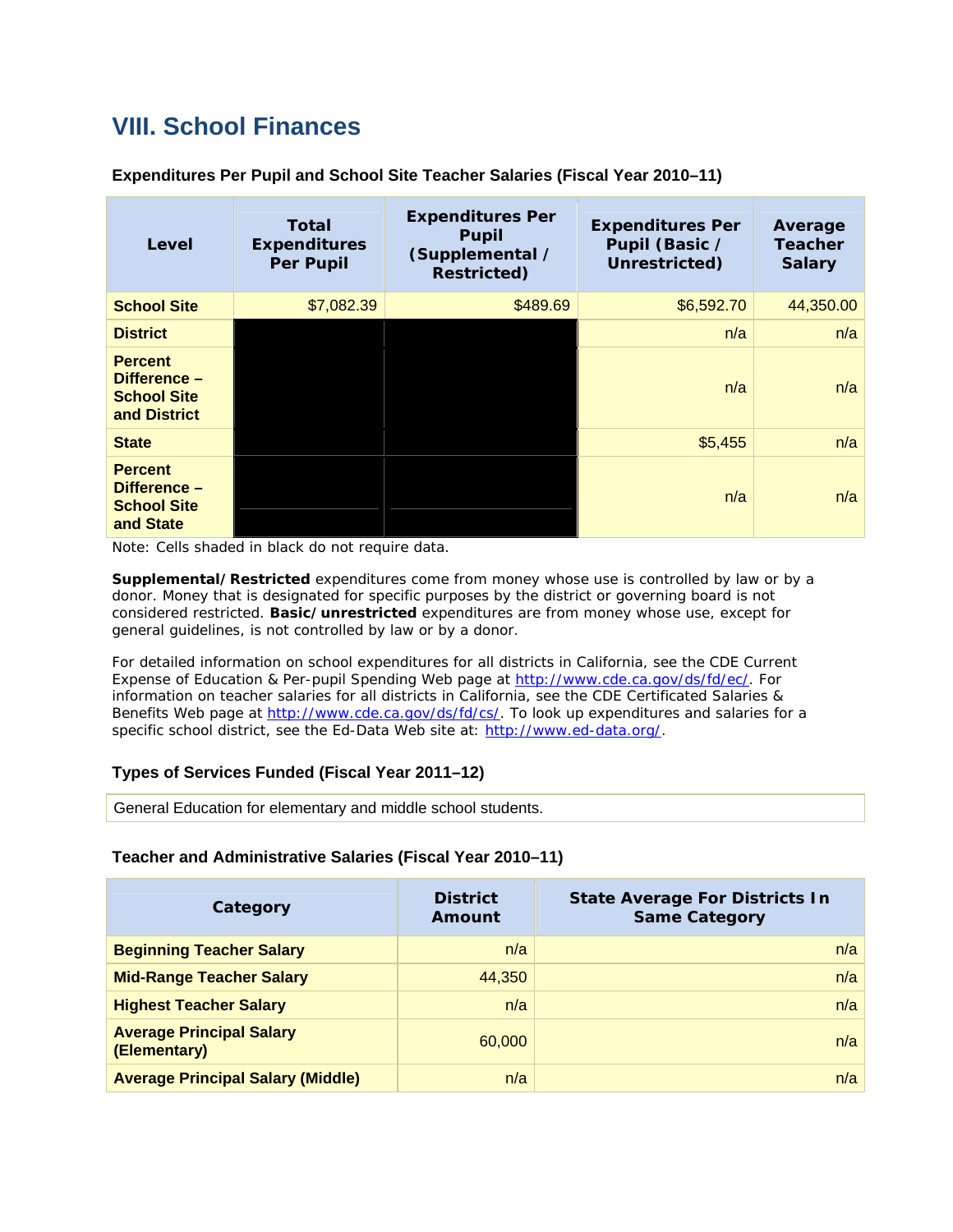## VIII. School Finances

### Expenditures Per Pupil and School Site Teacher Salaries (Fiscal Year 2010–11)

| Level | Total Expenditures Per Pupil | Expenditures Per Pupil (Supplemental / Restricted) | Expenditures Per Pupil (Basic / Unrestricted) | Average Teacher Salary |
|---|---|---|---|---|
| **School Site** | $7,082.39 | $489.69 | $6,592.70 | 44,350.00 |
| **District** | | | n/a | n/a |
| **Percent Difference – School Site and District** | | | n/a | n/a |
| **State** | | | $5,455 | n/a |
| **Percent Difference – School Site and State** | | | n/a | n/a |

Note: Cells shaded in black do not require data.

**Supplemental/Restricted** expenditures come from money whose use is controlled by law or by a donor. Money that is designated for specific purposes by the district or governing board is not considered restricted. **Basic/unrestricted** expenditures are from money whose use, except for general guidelines, is not controlled by law or by a donor.

For detailed information on school expenditures for all districts in California, see the CDE Current Expense of Education & Per-pupil Spending Web page at http://www.cde.ca.gov/ds/fd/ec/. For information on teacher salaries for all districts in California, see the CDE Certificated Salaries & Benefits Web page at http://www.cde.ca.gov/ds/fd/cs/. To look up expenditures and salaries for a specific school district, see the Ed-Data Web site at: http://www.ed-data.org/.

### Types of Services Funded (Fiscal Year 2011–12)

General Education for elementary and middle school students.

### Teacher and Administrative Salaries (Fiscal Year 2010–11)

| Category | District Amount | State Average For Districts In Same Category |
|---|---|---|
| **Beginning Teacher Salary** | n/a | n/a |
| **Mid-Range Teacher Salary** | 44,350 | n/a |
| **Highest Teacher Salary** | n/a | n/a |
| **Average Principal Salary (Elementary)** | 60,000 | n/a |
| **Average Principal Salary (Middle)** | n/a | n/a |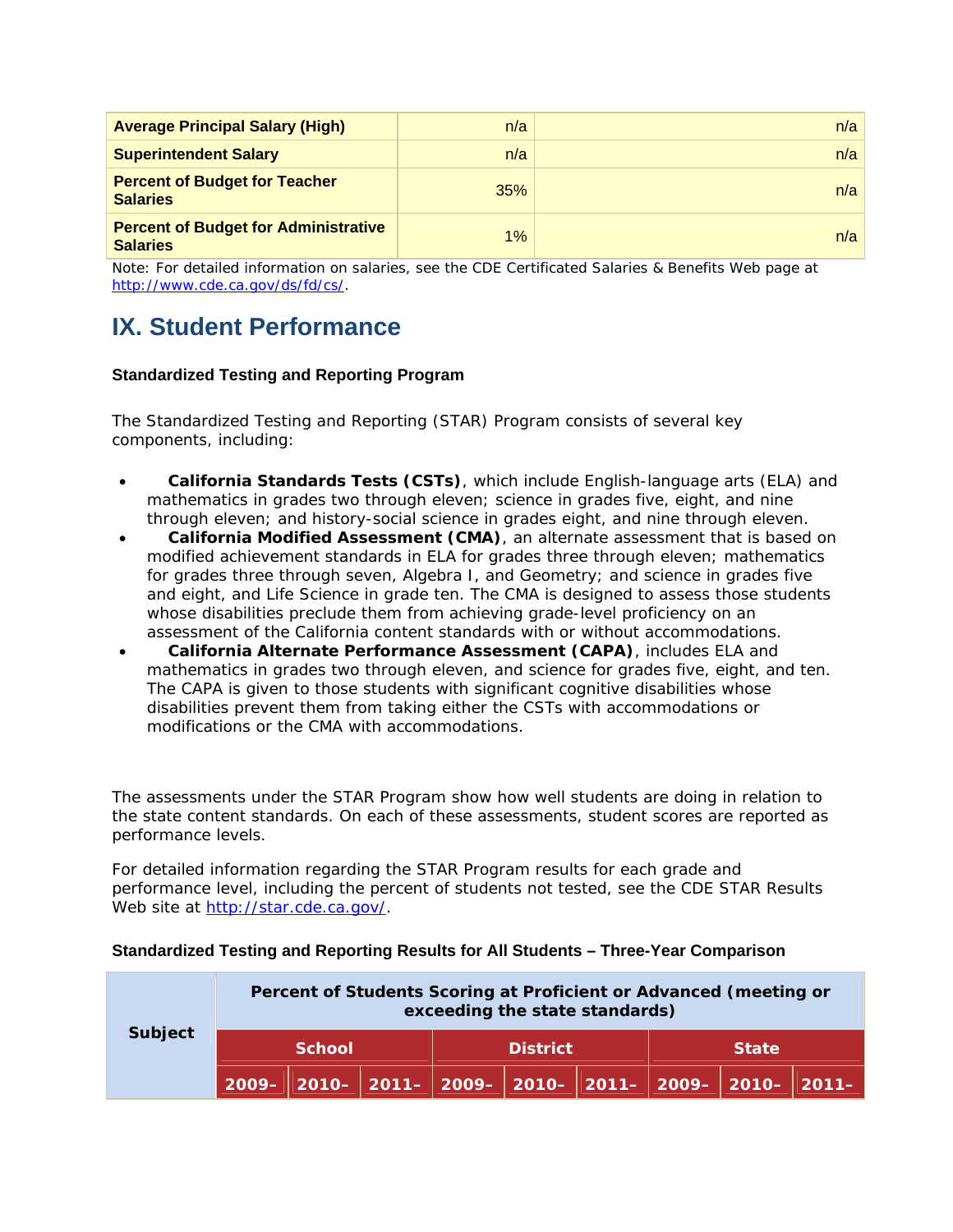| Average Principal Salary (High) | n/a | n/a |
|---|---|---|
| Superintendent Salary | n/a | n/a |
| Percent of Budget for Teacher Salaries | 35% | n/a |
| Percent of Budget for Administrative Salaries | 1% | n/a |

Note: For detailed information on salaries, see the CDE Certificated Salaries & Benefits Web page at http://www.cde.ca.gov/ds/fd/cs/.

# IX. Student Performance

#### Standardized Testing and Reporting Program

The Standardized Testing and Reporting (STAR) Program consists of several key components, including:

- **California Standards Tests (CSTs)**, which include English-language arts (ELA) and mathematics in grades two through eleven; science in grades five, eight, and nine through eleven; and history-social science in grades eight, and nine through eleven.
- **California Modified Assessment (CMA)**, an alternate assessment that is based on modified achievement standards in ELA for grades three through eleven; mathematics for grades three through seven, Algebra I, and Geometry; and science in grades five and eight, and Life Science in grade ten. The CMA is designed to assess those students whose disabilities preclude them from achieving grade-level proficiency on an assessment of the California content standards with or without accommodations.
- **California Alternate Performance Assessment (CAPA)**, includes ELA and mathematics in grades two through eleven, and science for grades five, eight, and ten. The CAPA is given to those students with significant cognitive disabilities whose disabilities prevent them from taking either the CSTs with accommodations or modifications or the CMA with accommodations.

The assessments under the STAR Program show how well students are doing in relation to the state content standards. On each of these assessments, student scores are reported as performance levels.

For detailed information regarding the STAR Program results for each grade and performance level, including the percent of students not tested, see the CDE STAR Results Web site at http://star.cde.ca.gov/.

#### Standardized Testing and Reporting Results for All Students – Three-Year Comparison

| Subject | Percent of Students Scoring at Proficient or Advanced (meeting or exceeding the state standards) | | | | | | | | |
|---|---|---|---|---|---|---|---|---|---|
| | School | | | District | | | State | | |
| | 2009– | 2010– | 2011– | 2009– | 2010– | 2011– | 2009– | 2010– | 2011– |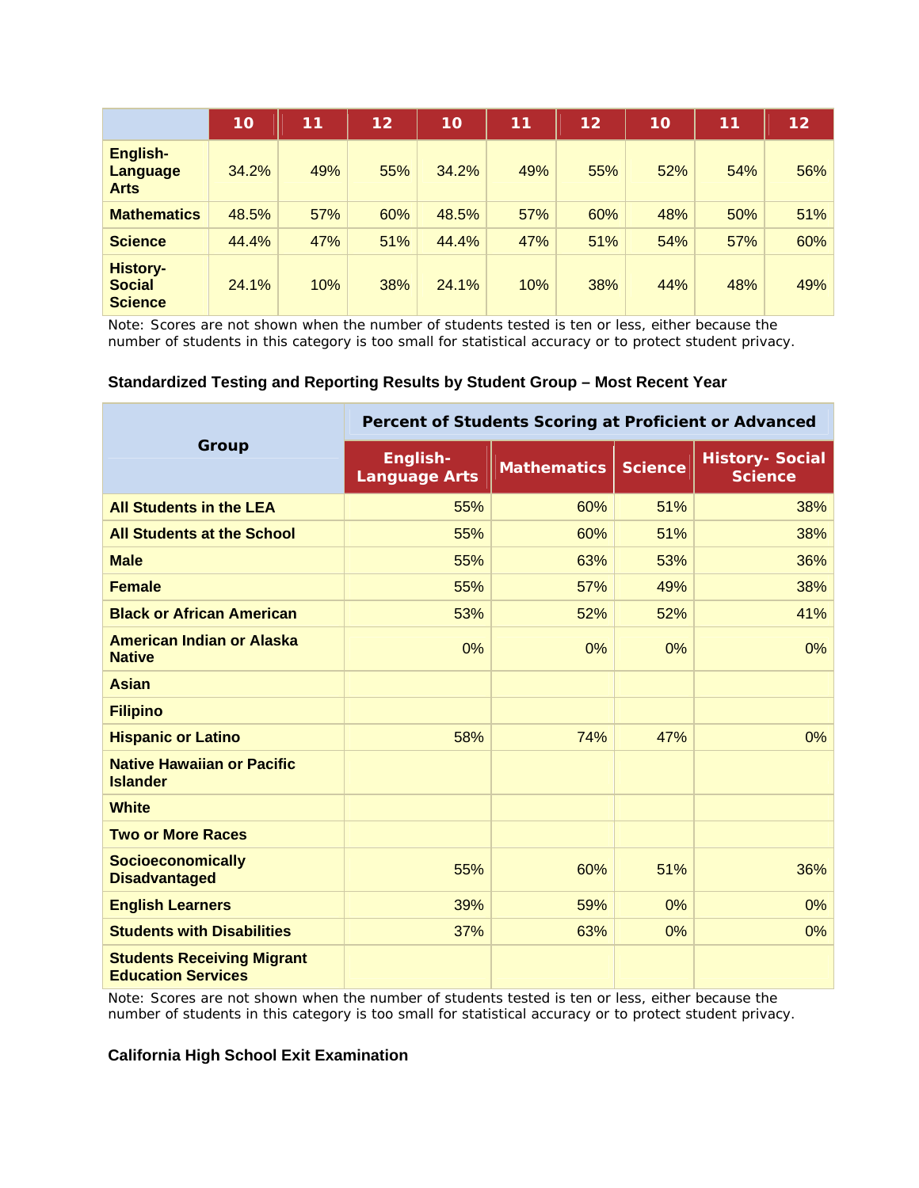| | 10 | 11 | 12 | 10 | 11 | 12 | 10 | 11 | 12 |
|---|---|---|---|---|---|---|---|---|---|
| English-Language Arts | 34.2% | 49% | 55% | 34.2% | 49% | 55% | 52% | 54% | 56% |
| Mathematics | 48.5% | 57% | 60% | 48.5% | 57% | 60% | 48% | 50% | 51% |
| Science | 44.4% | 47% | 51% | 44.4% | 47% | 51% | 54% | 57% | 60% |
| History-Social Science | 24.1% | 10% | 38% | 24.1% | 10% | 38% | 44% | 48% | 49% |

Note: Scores are not shown when the number of students tested is ten or less, either because the number of students in this category is too small for statistical accuracy or to protect student privacy.

**Standardized Testing and Reporting Results by Student Group – Most Recent Year**

| Group | Percent of Students Scoring at Proficient or Advanced | | | |
|---|---|---|---|---|
| | English-Language Arts | Mathematics | Science | History- Social Science |
| All Students in the LEA | 55% | 60% | 51% | 38% |
| All Students at the School | 55% | 60% | 51% | 38% |
| Male | 55% | 63% | 53% | 36% |
| Female | 55% | 57% | 49% | 38% |
| Black or African American | 53% | 52% | 52% | 41% |
| American Indian or Alaska Native | 0% | 0% | 0% | 0% |
| Asian | | | | |
| Filipino | | | | |
| Hispanic or Latino | 58% | 74% | 47% | 0% |
| Native Hawaiian or Pacific Islander | | | | |
| White | | | | |
| Two or More Races | | | | |
| Socioeconomically Disadvantaged | 55% | 60% | 51% | 36% |
| English Learners | 39% | 59% | 0% | 0% |
| Students with Disabilities | 37% | 63% | 0% | 0% |
| Students Receiving Migrant Education Services | | | | |

Note: Scores are not shown when the number of students tested is ten or less, either because the number of students in this category is too small for statistical accuracy or to protect student privacy.

**California High School Exit Examination**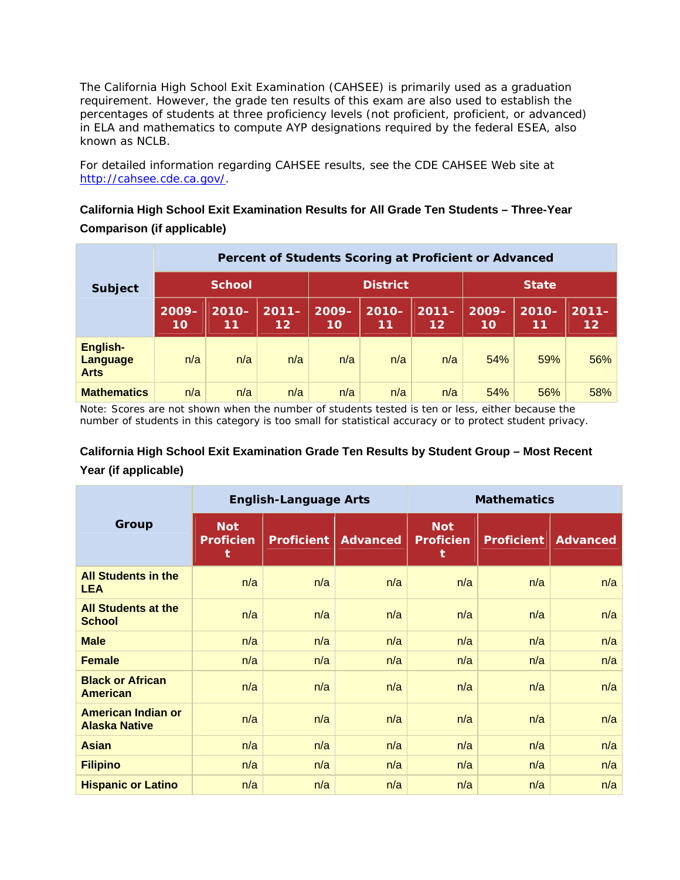The California High School Exit Examination (CAHSEE) is primarily used as a graduation requirement. However, the grade ten results of this exam are also used to establish the percentages of students at three proficiency levels (not proficient, proficient, or advanced) in ELA and mathematics to compute AYP designations required by the federal ESEA, also known as NCLB.

For detailed information regarding CAHSEE results, see the CDE CAHSEE Web site at http://cahsee.cde.ca.gov/.

### California High School Exit Examination Results for All Grade Ten Students – Three-Year Comparison (if applicable)

| Subject | Percent of Students Scoring at Proficient or Advanced | | | | | | | | |
|---|---|---|---|---|---|---|---|---|---|
| | School | | | District | | | State | | |
| | 2009-10 | 2010-11 | 2011-12 | 2009-10 | 2010-11 | 2011-12 | 2009-10 | 2010-11 | 2011-12 |
| English-Language Arts | n/a | n/a | n/a | n/a | n/a | n/a | 54% | 59% | 56% |
| Mathematics | n/a | n/a | n/a | n/a | n/a | n/a | 54% | 56% | 58% |

Note: Scores are not shown when the number of students tested is ten or less, either because the number of students in this category is too small for statistical accuracy or to protect student privacy.

### California High School Exit Examination Grade Ten Results by Student Group – Most Recent Year (if applicable)

| Group | English-Language Arts | | | Mathematics | | |
|---|---|---|---|---|---|---|
| | Not Proficient | Proficient | Advanced | Not Proficient | Proficient | Advanced |
| All Students in the LEA | n/a | n/a | n/a | n/a | n/a | n/a |
| All Students at the School | n/a | n/a | n/a | n/a | n/a | n/a |
| Male | n/a | n/a | n/a | n/a | n/a | n/a |
| Female | n/a | n/a | n/a | n/a | n/a | n/a |
| Black or African American | n/a | n/a | n/a | n/a | n/a | n/a |
| American Indian or Alaska Native | n/a | n/a | n/a | n/a | n/a | n/a |
| Asian | n/a | n/a | n/a | n/a | n/a | n/a |
| Filipino | n/a | n/a | n/a | n/a | n/a | n/a |
| Hispanic or Latino | n/a | n/a | n/a | n/a | n/a | n/a |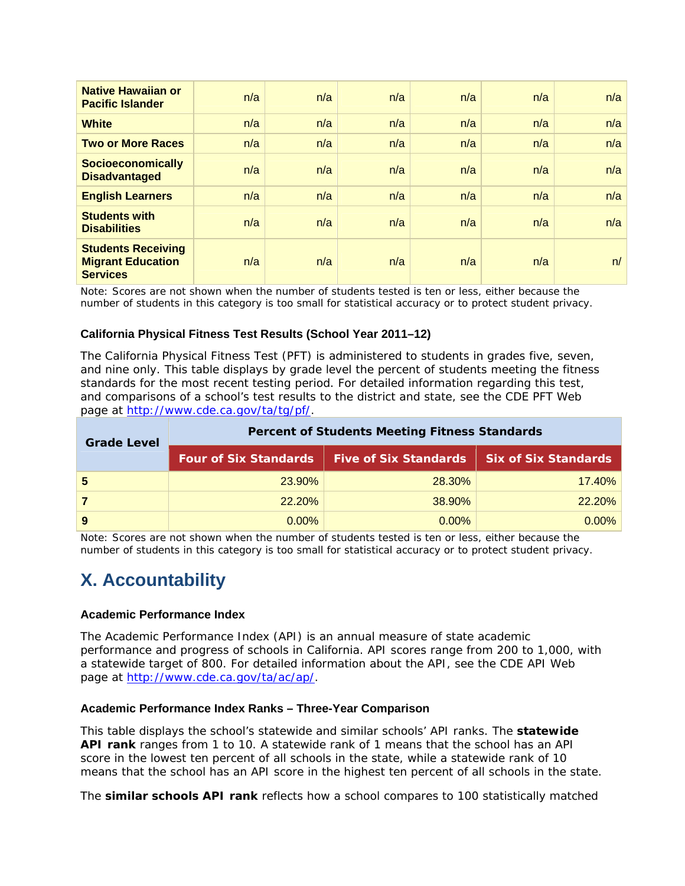| Native Hawaiian or Pacific Islander | n/a | n/a | n/a | n/a | n/a | n/a |
|---|---|---|---|---|---|---|
| White | n/a | n/a | n/a | n/a | n/a | n/a |
| Two or More Races | n/a | n/a | n/a | n/a | n/a | n/a |
| Socioeconomically Disadvantaged | n/a | n/a | n/a | n/a | n/a | n/a |
| English Learners | n/a | n/a | n/a | n/a | n/a | n/a |
| Students with Disabilities | n/a | n/a | n/a | n/a | n/a | n/a |
| Students Receiving Migrant Education Services | n/a | n/a | n/a | n/a | n/a | n/ |

Note: Scores are not shown when the number of students tested is ten or less, either because the number of students in this category is too small for statistical accuracy or to protect student privacy.

#### California Physical Fitness Test Results (School Year 2011–12)

The California Physical Fitness Test (PFT) is administered to students in grades five, seven, and nine only. This table displays by grade level the percent of students meeting the fitness standards for the most recent testing period. For detailed information regarding this test, and comparisons of a school's test results to the district and state, see the CDE PFT Web page at http://www.cde.ca.gov/ta/tg/pf/.

| Grade Level | Percent of Students Meeting Fitness Standards | | |
|---|---|---|---|
| | Four of Six Standards | Five of Six Standards | Six of Six Standards |
| 5 | 23.90% | 28.30% | 17.40% |
| 7 | 22.20% | 38.90% | 22.20% |
| 9 | 0.00% | 0.00% | 0.00% |

Note: Scores are not shown when the number of students tested is ten or less, either because the number of students in this category is too small for statistical accuracy or to protect student privacy.

## X. Accountability

#### Academic Performance Index

The Academic Performance Index (API) is an annual measure of state academic performance and progress of schools in California. API scores range from 200 to 1,000, with a statewide target of 800. For detailed information about the API, see the CDE API Web page at http://www.cde.ca.gov/ta/ac/ap/.

#### Academic Performance Index Ranks – Three-Year Comparison

This table displays the school's statewide and similar schools' API ranks. The **statewide API rank** ranges from 1 to 10. A statewide rank of 1 means that the school has an API score in the lowest ten percent of all schools in the state, while a statewide rank of 10 means that the school has an API score in the highest ten percent of all schools in the state.

The **similar schools API rank** reflects how a school compares to 100 statistically matched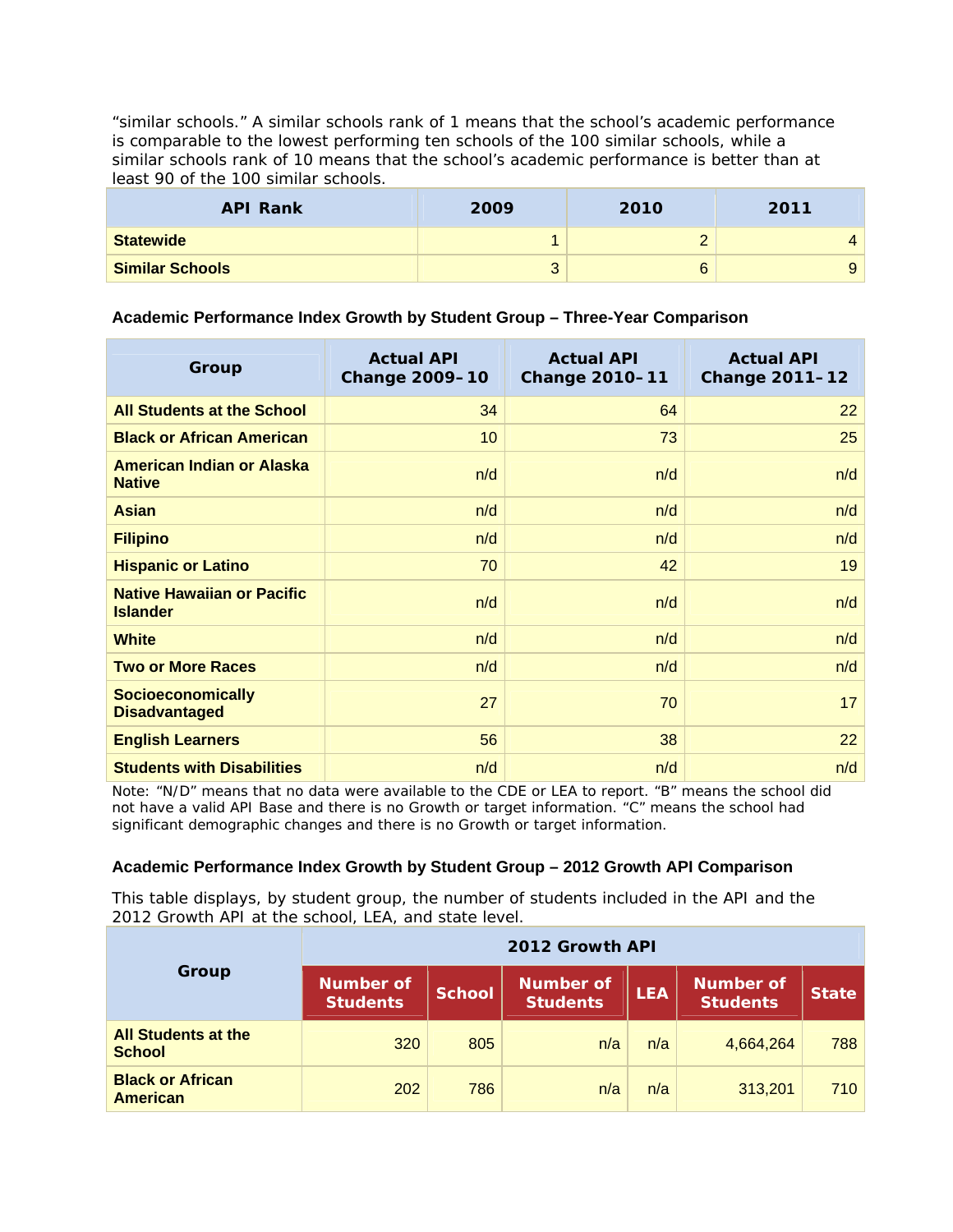"similar schools." A similar schools rank of 1 means that the school's academic performance is comparable to the lowest performing ten schools of the 100 similar schools, while a similar schools rank of 10 means that the school's academic performance is better than at least 90 of the 100 similar schools.

| API Rank | 2009 | 2010 | 2011 |
|---|---|---|---|
| **Statewide** | 1 | 2 | 4 |
| **Similar Schools** | 3 | 6 | 9 |

**Academic Performance Index Growth by Student Group – Three-Year Comparison**

| Group | Actual API Change 2009–10 | Actual API Change 2010–11 | Actual API Change 2011–12 |
|---|---|---|---|
| **All Students at the School** | 34 | 64 | 22 |
| **Black or African American** | 10 | 73 | 25 |
| **American Indian or Alaska Native** | n/d | n/d | n/d |
| **Asian** | n/d | n/d | n/d |
| **Filipino** | n/d | n/d | n/d |
| **Hispanic or Latino** | 70 | 42 | 19 |
| **Native Hawaiian or Pacific Islander** | n/d | n/d | n/d |
| **White** | n/d | n/d | n/d |
| **Two or More Races** | n/d | n/d | n/d |
| **Socioeconomically Disadvantaged** | 27 | 70 | 17 |
| **English Learners** | 56 | 38 | 22 |
| **Students with Disabilities** | n/d | n/d | n/d |

Note: "N/D" means that no data were available to the CDE or LEA to report. "B" means the school did not have a valid API Base and there is no Growth or target information. "C" means the school had significant demographic changes and there is no Growth or target information.

**Academic Performance Index Growth by Student Group – 2012 Growth API Comparison**

This table displays, by student group, the number of students included in the API and the 2012 Growth API at the school, LEA, and state level.

| Group | 2012 Growth API | | | | | |
|---|---|---|---|---|---|---|
| | Number of Students | School | Number of Students | LEA | Number of Students | State |
| **All Students at the School** | 320 | 805 | n/a | n/a | 4,664,264 | 788 |
| **Black or African American** | 202 | 786 | n/a | n/a | 313,201 | 710 |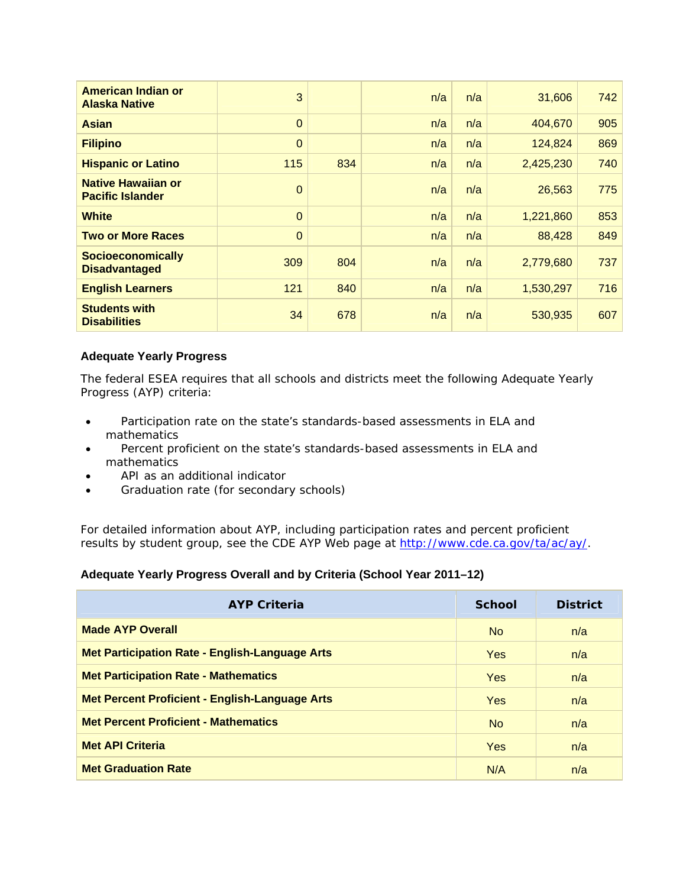| | | | | | | |
|---|---|---|---|---|---|---|
| **American Indian or Alaska Native** | 3 | | n/a | n/a | 31,606 | 742 |
| **Asian** | 0 | | n/a | n/a | 404,670 | 905 |
| **Filipino** | 0 | | n/a | n/a | 124,824 | 869 |
| **Hispanic or Latino** | 115 | 834 | n/a | n/a | 2,425,230 | 740 |
| **Native Hawaiian or Pacific Islander** | 0 | | n/a | n/a | 26,563 | 775 |
| **White** | 0 | | n/a | n/a | 1,221,860 | 853 |
| **Two or More Races** | 0 | | n/a | n/a | 88,428 | 849 |
| **Socioeconomically Disadvantaged** | 309 | 804 | n/a | n/a | 2,779,680 | 737 |
| **English Learners** | 121 | 840 | n/a | n/a | 1,530,297 | 716 |
| **Students with Disabilities** | 34 | 678 | n/a | n/a | 530,935 | 607 |

**Adequate Yearly Progress**

The federal ESEA requires that all schools and districts meet the following Adequate Yearly Progress (AYP) criteria:

- Participation rate on the state's standards-based assessments in ELA and mathematics
- Percent proficient on the state's standards-based assessments in ELA and mathematics
- API as an additional indicator
- Graduation rate (for secondary schools)

For detailed information about AYP, including participation rates and percent proficient results by student group, see the CDE AYP Web page at http://www.cde.ca.gov/ta/ac/ay/.

**Adequate Yearly Progress Overall and by Criteria (School Year 2011–12)**

| AYP Criteria | School | District |
|---|---|---|
| **Made AYP Overall** | No | n/a |
| **Met Participation Rate - English-Language Arts** | Yes | n/a |
| **Met Participation Rate - Mathematics** | Yes | n/a |
| **Met Percent Proficient - English-Language Arts** | Yes | n/a |
| **Met Percent Proficient - Mathematics** | No | n/a |
| **Met API Criteria** | Yes | n/a |
| **Met Graduation Rate** | N/A | n/a |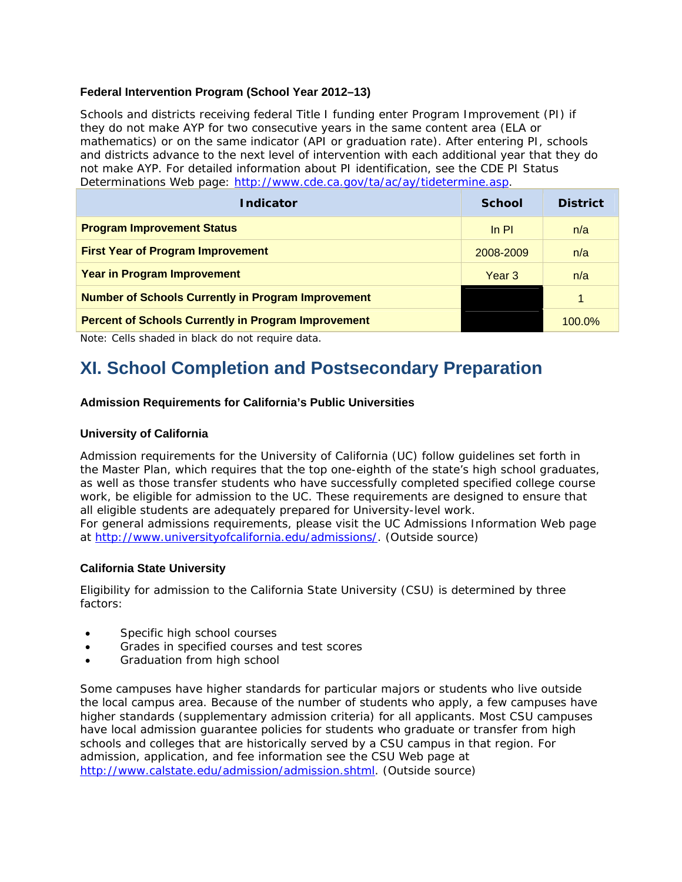### Federal Intervention Program (School Year 2012–13)

Schools and districts receiving federal Title I funding enter Program Improvement (PI) if they do not make AYP for two consecutive years in the same content area (ELA or mathematics) or on the same indicator (API or graduation rate). After entering PI, schools and districts advance to the next level of intervention with each additional year that they do not make AYP. For detailed information about PI identification, see the CDE PI Status Determinations Web page: http://www.cde.ca.gov/ta/ac/ay/tidetermine.asp.

| Indicator | School | District |
|---|---|---|
| **Program Improvement Status** | In PI | n/a |
| **First Year of Program Improvement** | 2008-2009 | n/a |
| **Year in Program Improvement** | Year 3 | n/a |
| **Number of Schools Currently in Program Improvement** | | 1 |
| **Percent of Schools Currently in Program Improvement** | | 100.0% |

Note: Cells shaded in black do not require data.

## XI. School Completion and Postsecondary Preparation

### Admission Requirements for California's Public Universities

### University of California

Admission requirements for the University of California (UC) follow guidelines set forth in the Master Plan, which requires that the top one-eighth of the state's high school graduates, as well as those transfer students who have successfully completed specified college course work, be eligible for admission to the UC. These requirements are designed to ensure that all eligible students are adequately prepared for University-level work.
For general admissions requirements, please visit the UC Admissions Information Web page at http://www.universityofcalifornia.edu/admissions/. (Outside source)

### California State University

Eligibility for admission to the California State University (CSU) is determined by three factors:

- Specific high school courses
- Grades in specified courses and test scores
- Graduation from high school

Some campuses have higher standards for particular majors or students who live outside the local campus area. Because of the number of students who apply, a few campuses have higher standards (supplementary admission criteria) for all applicants. Most CSU campuses have local admission guarantee policies for students who graduate or transfer from high schools and colleges that are historically served by a CSU campus in that region. For admission, application, and fee information see the CSU Web page at http://www.calstate.edu/admission/admission.shtml. (Outside source)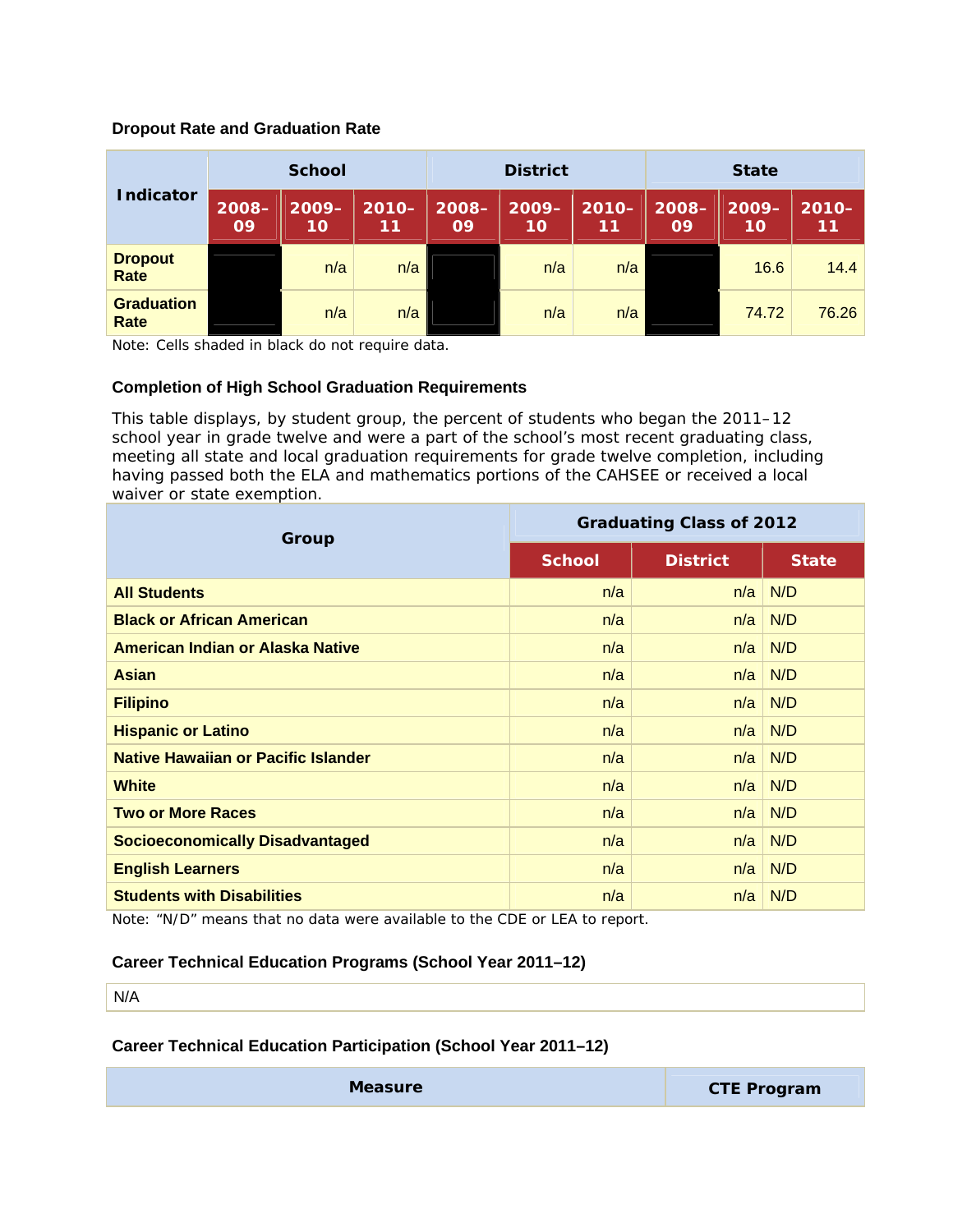### Dropout Rate and Graduation Rate

| Indicator | School | | | District | | | State | | |
|---|---|---|---|---|---|---|---|---|---|
| | 2008–09 | 2009–10 | 2010–11 | 2008–09 | 2009–10 | 2010–11 | 2008–09 | 2009–10 | 2010–11 |
| Dropout Rate | | n/a | n/a | | n/a | n/a | | 16.6 | 14.4 |
| Graduation Rate | | n/a | n/a | | n/a | n/a | | 74.72 | 76.26 |

Note: Cells shaded in black do not require data.

### Completion of High School Graduation Requirements

This table displays, by student group, the percent of students who began the 2011–12 school year in grade twelve and were a part of the school's most recent graduating class, meeting all state and local graduation requirements for grade twelve completion, including having passed both the ELA and mathematics portions of the CAHSEE or received a local waiver or state exemption.

| Group | Graduating Class of 2012 | | |
|---|---|---|---|
| | School | District | State |
| **All Students** | n/a | n/a | N/D |
| **Black or African American** | n/a | n/a | N/D |
| **American Indian or Alaska Native** | n/a | n/a | N/D |
| **Asian** | n/a | n/a | N/D |
| **Filipino** | n/a | n/a | N/D |
| **Hispanic or Latino** | n/a | n/a | N/D |
| **Native Hawaiian or Pacific Islander** | n/a | n/a | N/D |
| **White** | n/a | n/a | N/D |
| **Two or More Races** | n/a | n/a | N/D |
| **Socioeconomically Disadvantaged** | n/a | n/a | N/D |
| **English Learners** | n/a | n/a | N/D |
| **Students with Disabilities** | n/a | n/a | N/D |

Note: "N/D" means that no data were available to the CDE or LEA to report.

### Career Technical Education Programs (School Year 2011–12)

N/A

### Career Technical Education Participation (School Year 2011–12)

| Measure | CTE Program |
|---|---|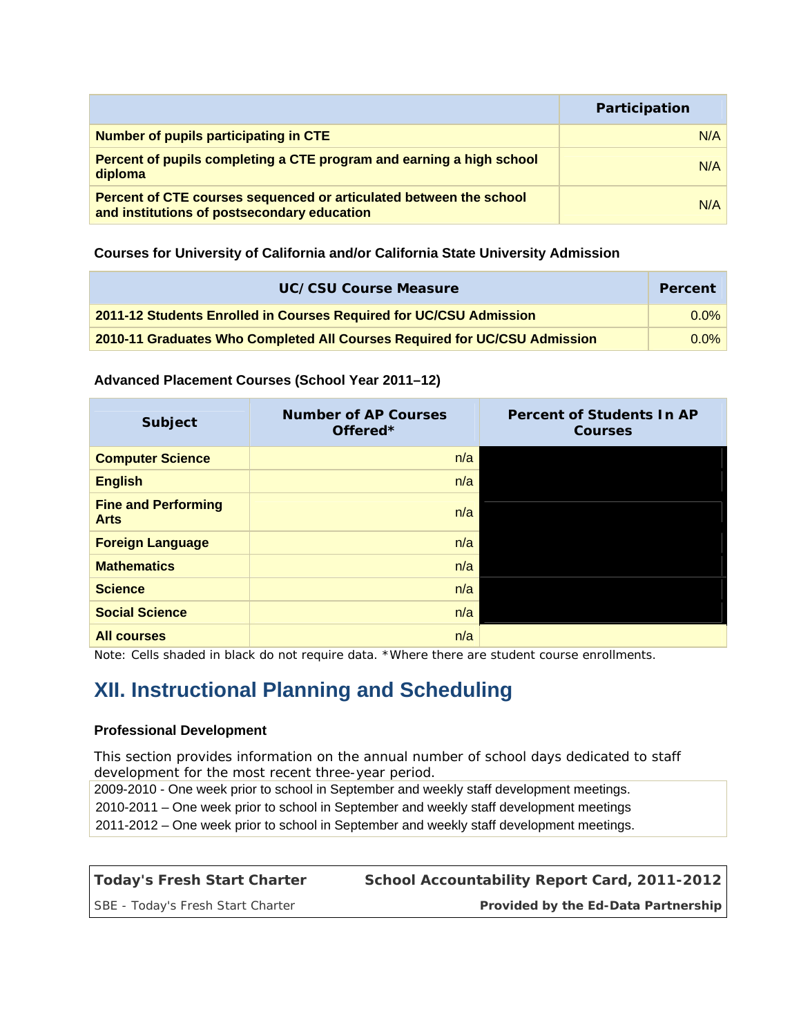| | Participation |
|---|---|
| **Number of pupils participating in CTE** | N/A |
| **Percent of pupils completing a CTE program and earning a high school diploma** | N/A |
| **Percent of CTE courses sequenced or articulated between the school and institutions of postsecondary education** | N/A |

**Courses for University of California and/or California State University Admission**

| UC/CSU Course Measure | Percent |
|---|---|
| **2011-12 Students Enrolled in Courses Required for UC/CSU Admission** | 0.0% |
| **2010-11 Graduates Who Completed All Courses Required for UC/CSU Admission** | 0.0% |

**Advanced Placement Courses (School Year 2011–12)**

| Subject | Number of AP Courses Offered* | Percent of Students In AP Courses |
|---|---|---|
| **Computer Science** | n/a | |
| **English** | n/a | |
| **Fine and Performing Arts** | n/a | |
| **Foreign Language** | n/a | |
| **Mathematics** | n/a | |
| **Science** | n/a | |
| **Social Science** | n/a | |
| **All courses** | n/a | |

Note: Cells shaded in black do not require data. *Where there are student course enrollments.

## XII. Instructional Planning and Scheduling

### Professional Development

This section provides information on the annual number of school days dedicated to staff development for the most recent three-year period.

2009-2010 - One week prior to school in September and weekly staff development meetings.
2010-2011 – One week prior to school in September and weekly staff development meetings
2011-2012 – One week prior to school in September and weekly staff development meetings.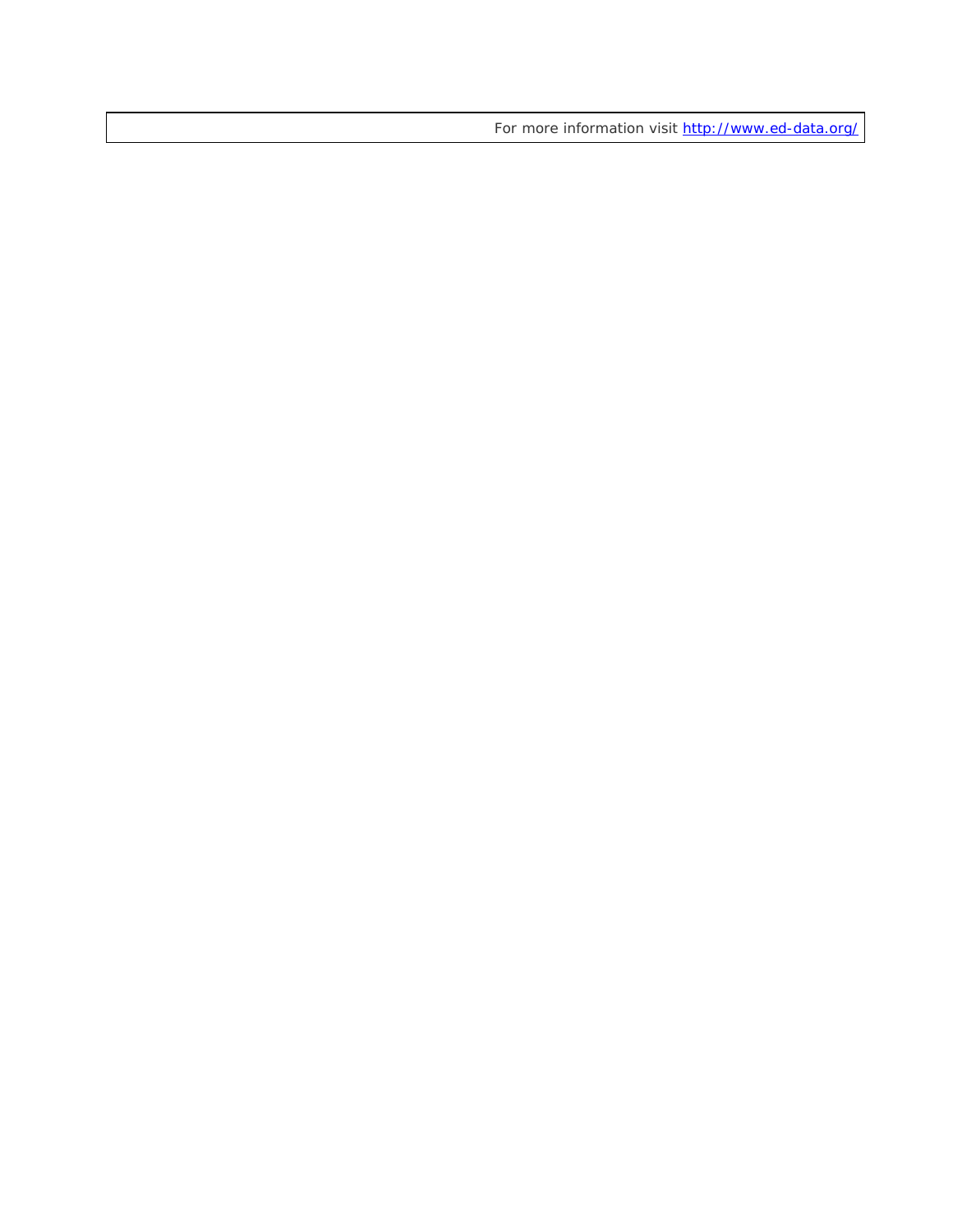For more information visit http://www.ed-data.org/